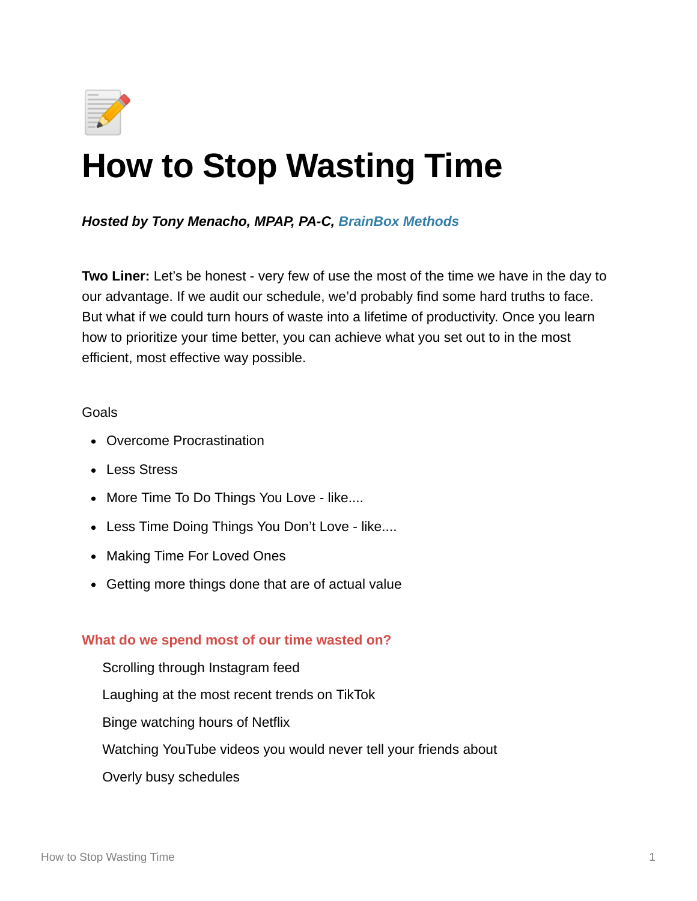# How to Stop Wasting Time

***Hosted by Tony Menacho, MPAP, PA-C, BrainBox Methods***

**Two Liner:** Let's be honest - very few of use the most of the time we have in the day to our advantage. If we audit our schedule, we'd probably find some hard truths to face. But what if we could turn hours of waste into a lifetime of productivity. Once you learn how to prioritize your time better, you can achieve what you set out to in the most efficient, most effective way possible.

Goals

- Overcome Procrastination
- Less Stress
- More Time To Do Things You Love - like....
- Less Time Doing Things You Don't Love - like....
- Making Time For Loved Ones
- Getting more things done that are of actual value

### What do we spend most of our time wasted on?

Scrolling through Instagram feed

Laughing at the most recent trends on TikTok

Binge watching hours of Netflix

Watching YouTube videos you would never tell your friends about

Overly busy schedules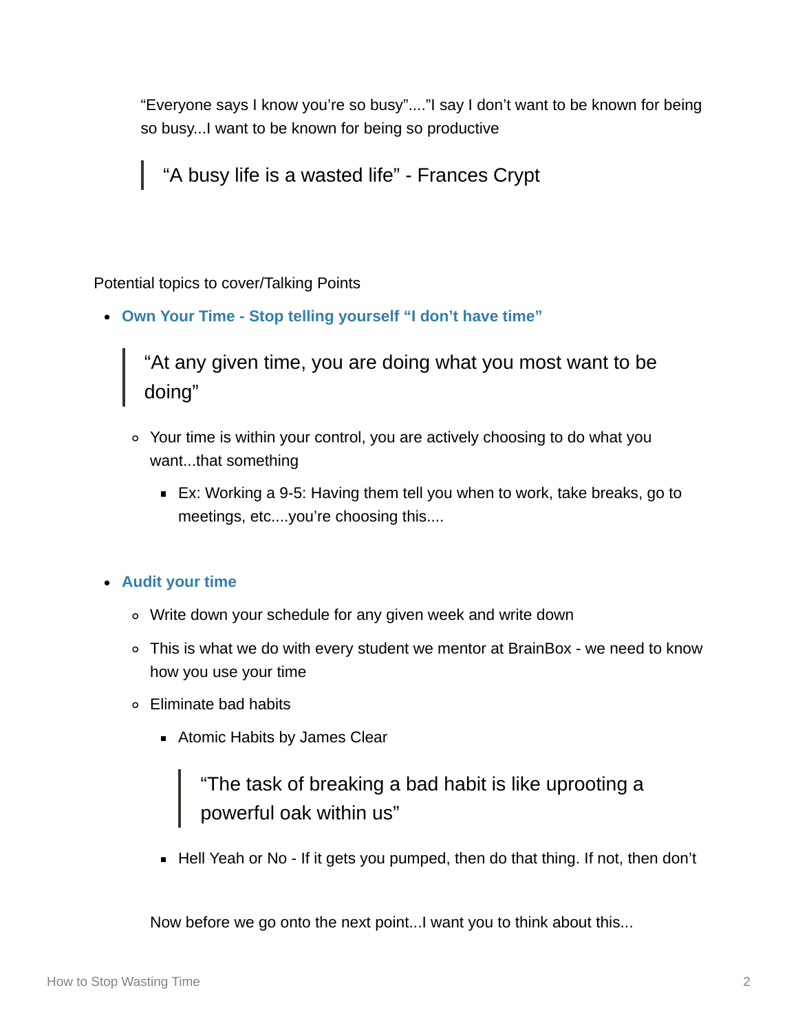“Everyone says I know you’re so busy”....”I say I don’t want to be known for being so busy...I want to be known for being so productive

> “A busy life is a wasted life” - Frances Crypt

Potential topics to cover/Talking Points

- **Own Your Time - Stop telling yourself “I don’t have time”**

  > “At any given time, you are doing what you most want to be doing”

  - Your time is within your control, you are actively choosing to do what you want...that something
    - Ex: Working a 9-5: Having them tell you when to work, take breaks, go to meetings, etc....you’re choosing this....

- **Audit your time**
  - Write down your schedule for any given week and write down
  - This is what we do with every student we mentor at BrainBox - we need to know how you use your time
  - Eliminate bad habits
    - Atomic Habits by James Clear

      > “The task of breaking a bad habit is like uprooting a powerful oak within us”

    - Hell Yeah or No - If it gets you pumped, then do that thing. If not, then don’t

  Now before we go onto the next point...I want you to think about this...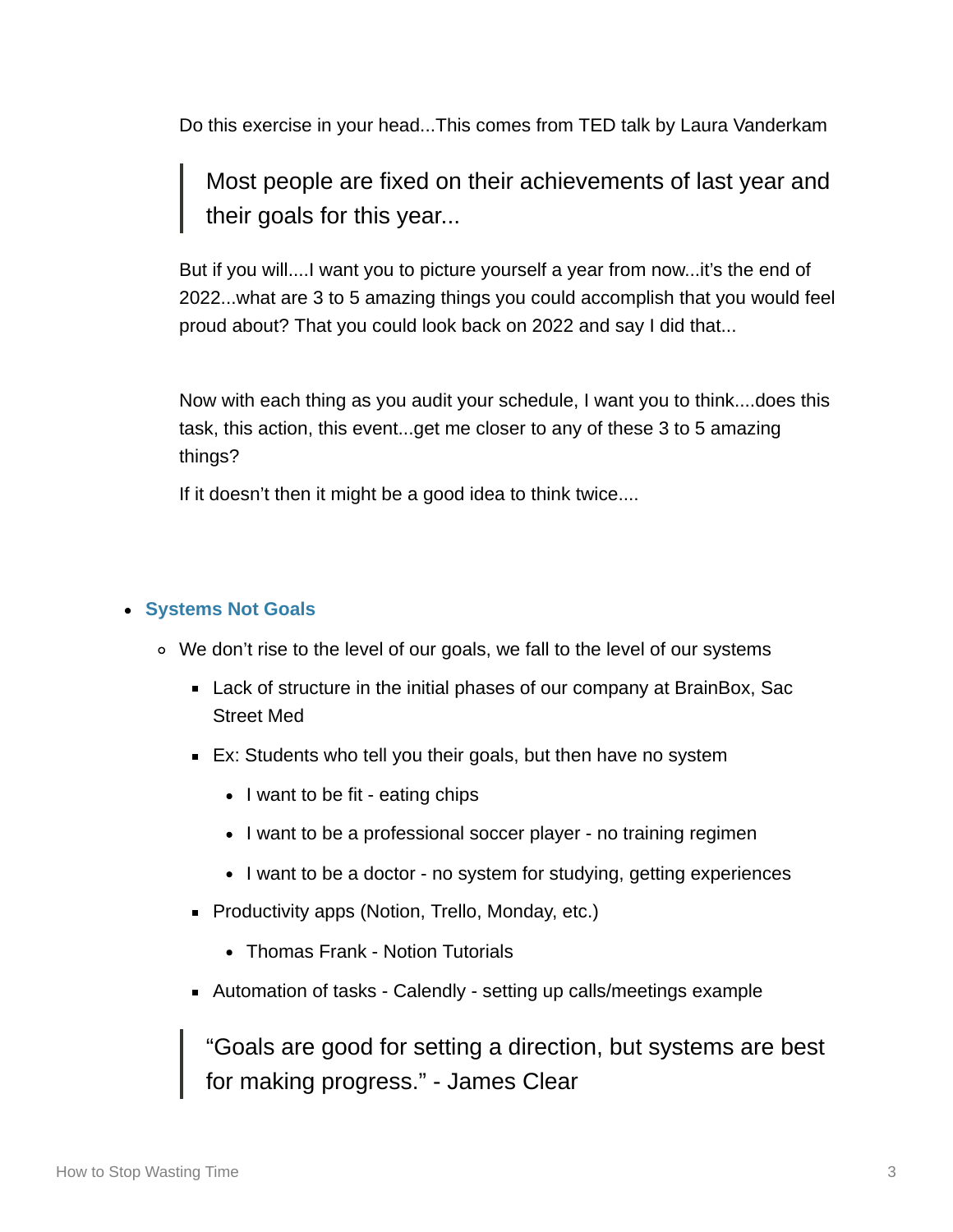Do this exercise in your head...This comes from TED talk by Laura Vanderkam

> Most people are fixed on their achievements of last year and their goals for this year...

But if you will....I want you to picture yourself a year from now...it's the end of 2022...what are 3 to 5 amazing things you could accomplish that you would feel proud about? That you could look back on 2022 and say I did that...

Now with each thing as you audit your schedule, I want you to think....does this task, this action, this event...get me closer to any of these 3 to 5 amazing things?

If it doesn't then it might be a good idea to think twice....

- **Systems Not Goals**
  - We don't rise to the level of our goals, we fall to the level of our systems
    - Lack of structure in the initial phases of our company at BrainBox, Sac Street Med
    - Ex: Students who tell you their goals, but then have no system
      - I want to be fit - eating chips
      - I want to be a professional soccer player - no training regimen
      - I want to be a doctor - no system for studying, getting experiences
    - Productivity apps (Notion, Trello, Monday, etc.)
      - Thomas Frank - Notion Tutorials
    - Automation of tasks - Calendly - setting up calls/meetings example

> "Goals are good for setting a direction, but systems are best for making progress." - James Clear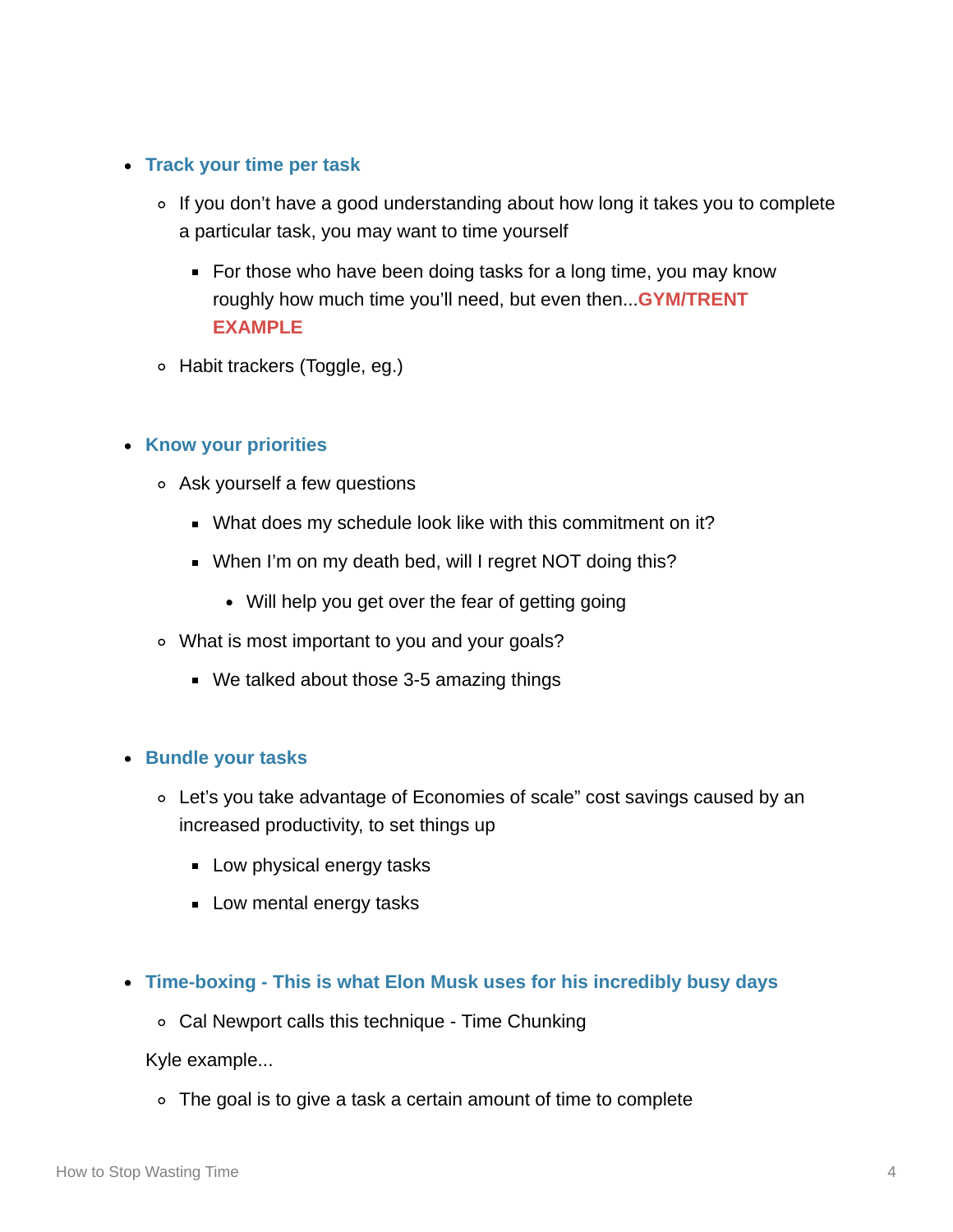- **Track your time per task**
  - If you don't have a good understanding about how long it takes you to complete a particular task, you may want to time yourself
    - For those who have been doing tasks for a long time, you may know roughly how much time you'll need, but even then...**GYM/TRENT EXAMPLE**
  - Habit trackers (Toggle, eg.)

- **Know your priorities**
  - Ask yourself a few questions
    - What does my schedule look like with this commitment on it?
    - When I'm on my death bed, will I regret NOT doing this?
      - Will help you get over the fear of getting going
  - What is most important to you and your goals?
    - We talked about those 3-5 amazing things

- **Bundle your tasks**
  - Let's you take advantage of Economies of scale" cost savings caused by an increased productivity, to set things up
    - Low physical energy tasks
    - Low mental energy tasks

- **Time-boxing - This is what Elon Musk uses for his incredibly busy days**
  - Cal Newport calls this technique - Time Chunking

  Kyle example...

  - The goal is to give a task a certain amount of time to complete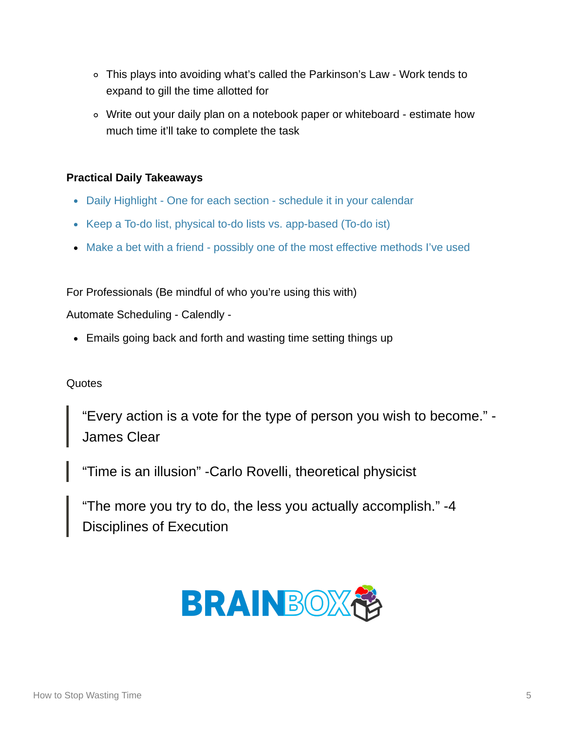- This plays into avoiding what's called the Parkinson's Law - Work tends to expand to gill the time allotted for
    - Write out your daily plan on a notebook paper or whiteboard - estimate how much time it'll take to complete the task

**Practical Daily Takeaways**

- Daily Highlight - One for each section - schedule it in your calendar
- Keep a To-do list, physical to-do lists vs. app-based (To-do ist)
- Make a bet with a friend - possibly one of the most effective methods I've used

For Professionals (Be mindful of who you're using this with)

Automate Scheduling - Calendly -

- Emails going back and forth and wasting time setting things up

Quotes

> "Every action is a vote for the type of person you wish to become." - James Clear

> "Time is an illusion" -Carlo Rovelli, theoretical physicist

> "The more you try to do, the less you actually accomplish." -4 Disciplines of Execution

BRAINBOX